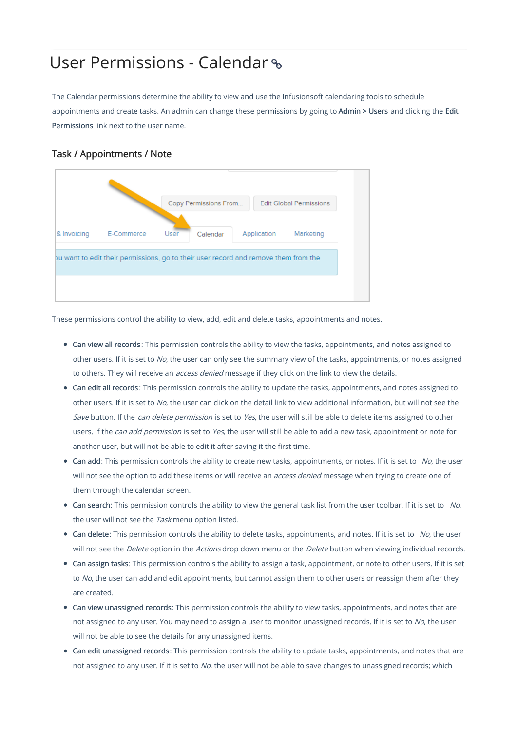# User Permissions - Calendar

The Calendar permissions determine the ability to view and use the Infusionsoft calendaring tools to schedule appointments and create tasks. An admin can change these permissions by going to **Admin > Users** and clicking the **Edit Permissions** link next to the user name.

## Task / Appointments / Note

These permissions control the ability to view, add, edit and delete tasks, appointments and notes.

- **Can view all records**: This permission controls the ability to view the tasks, appointments, and notes assigned to other users. If it is set to *No*, the user can only see the summary view of the tasks, appointments, or notes assigned to others. They will receive an *access denied* message if they click on the link to view the details.
- **Can edit all records**: This permission controls the ability to update the tasks, appointments, and notes assigned to other users. If it is set to *No*, the user can click on the detail link to view additional information, but will not see the *Save* button. If the *can delete permission* is set to *Yes*, the user will still be able to delete items assigned to other users. If the *can add permission* is set to *Yes*, the user will still be able to add a new task, appointment or note for another user, but will not be able to edit it after saving it the first time.
- **Can add**: This permission controls the ability to create new tasks, appointments, or notes. If it is set to *No*, the user will not see the option to add these items or will receive an *access denied* message when trying to create one of them through the calendar screen.
- **Can search**: This permission controls the ability to view the general task list from the user toolbar. If it is set to *No*, the user will not see the *Task* menu option listed.
- **Can delete**: This permission controls the ability to delete tasks, appointments, and notes. If it is set to *No*, the user will not see the *Delete* option in the *Actions* drop down menu or the *Delete* button when viewing individual records.
- **Can assign tasks**: This permission controls the ability to assign a task, appointment, or note to other users. If it is set to *No*, the user can add and edit appointments, but cannot assign them to other users or reassign them after they are created.
- **Can view unassigned records**: This permission controls the ability to view tasks, appointments, and notes that are not assigned to any user. You may need to assign a user to monitor unassigned records. If it is set to *No*, the user will not be able to see the details for any unassigned items.
- **Can edit unassigned records**: This permission controls the ability to update tasks, appointments, and notes that are not assigned to any user. If it is set to *No*, the user will not be able to save changes to unassigned records; which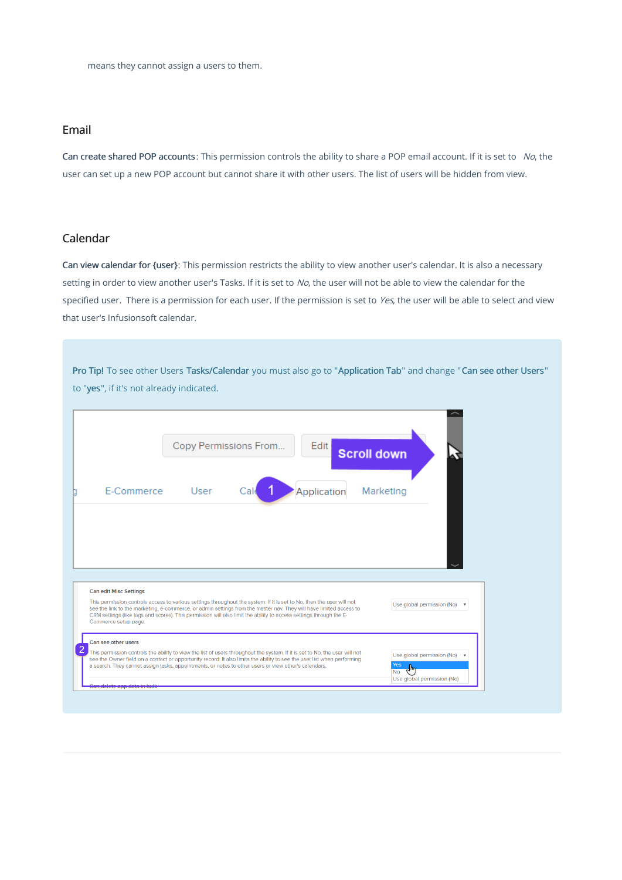means they cannot assign a users to them.

## Email

**Can create shared POP accounts**: This permission controls the ability to share a POP email account. If it is set to *No*, the user can set up a new POP account but cannot share it with other users. The list of users will be hidden from view.

## Calendar

**Can view calendar for {user}**: This permission restricts the ability to view another user's calendar. It is also a necessary setting in order to view another user's Tasks. If it is set to *No*, the user will not be able to view the calendar for the specified user. There is a permission for each user. If the permission is set to *Yes*, the user will be able to select and view that user's Infusionsoft calendar.

**Pro Tip!** To see other Users **Tasks/Calendar** you must also go to "**Application Tab**" and change "**Can see other Users**" to "**yes**", if it's not already indicated.